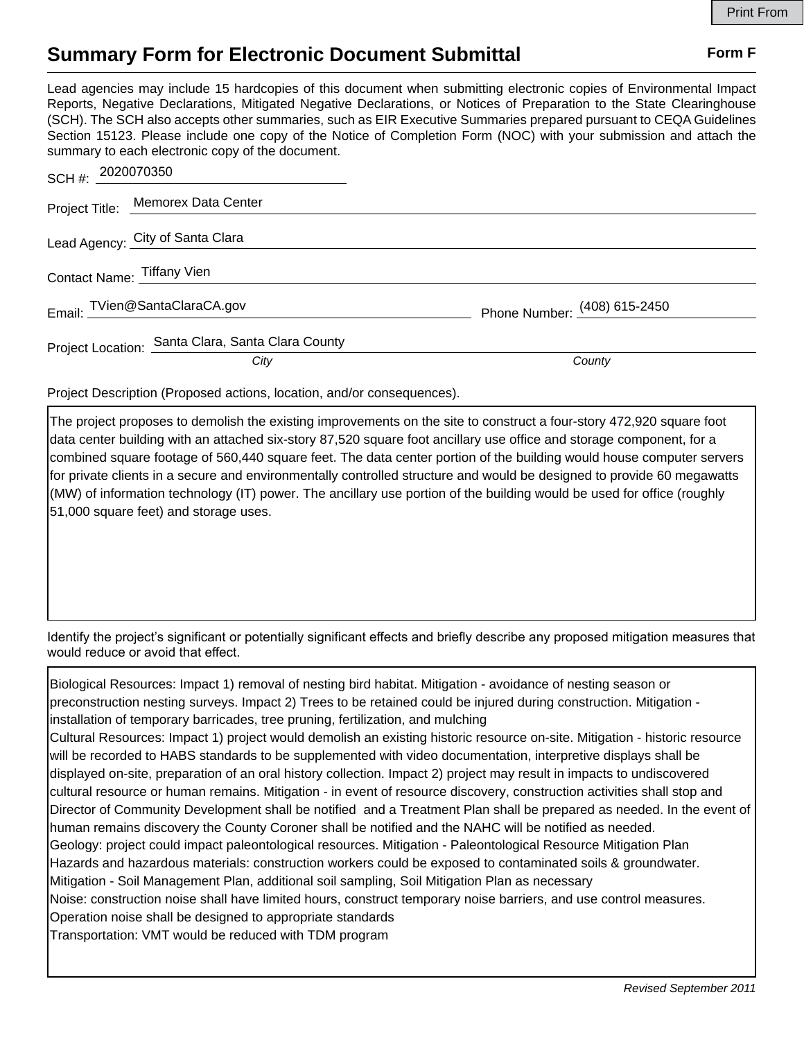Print From

# Summary Form for Electronic Document Submittal

**Form F**

Lead agencies may include 15 hardcopies of this document when submitting electronic copies of Environmental Impact Reports, Negative Declarations, Mitigated Negative Declarations, or Notices of Preparation to the State Clearinghouse (SCH). The SCH also accepts other summaries, such as EIR Executive Summaries prepared pursuant to CEQA Guidelines Section 15123. Please include one copy of the Notice of Completion Form (NOC) with your submission and attach the summary to each electronic copy of the document.

SCH #: 2020070350

Project Title: Memorex Data Center

Lead Agency: City of Santa Clara

Contact Name: Tiffany Vien

Email: TVien@SantaClaraCA.gov Phone Number: (408) 615-2450

Project Location: Santa Clara, Santa Clara County

*City* *County*

Project Description (Proposed actions, location, and/or consequences).

The project proposes to demolish the existing improvements on the site to construct a four-story 472,920 square foot data center building with an attached six-story 87,520 square foot ancillary use office and storage component, for a combined square footage of 560,440 square feet. The data center portion of the building would house computer servers for private clients in a secure and environmentally controlled structure and would be designed to provide 60 megawatts (MW) of information technology (IT) power. The ancillary use portion of the building would be used for office (roughly 51,000 square feet) and storage uses.

Identify the project's significant or potentially significant effects and briefly describe any proposed mitigation measures that would reduce or avoid that effect.

Biological Resources: Impact 1) removal of nesting bird habitat. Mitigation - avoidance of nesting season or preconstruction nesting surveys. Impact 2) Trees to be retained could be injured during construction. Mitigation - installation of temporary barricades, tree pruning, fertilization, and mulching
Cultural Resources: Impact 1) project would demolish an existing historic resource on-site. Mitigation - historic resource will be recorded to HABS standards to be supplemented with video documentation, interpretive displays shall be displayed on-site, preparation of an oral history collection. Impact 2) project may result in impacts to undiscovered cultural resource or human remains. Mitigation - in event of resource discovery, construction activities shall stop and Director of Community Development shall be notified and a Treatment Plan shall be prepared as needed. In the event of human remains discovery the County Coroner shall be notified and the NAHC will be notified as needed.
Geology: project could impact paleontological resources. Mitigation - Paleontological Resource Mitigation Plan
Hazards and hazardous materials: construction workers could be exposed to contaminated soils & groundwater. Mitigation - Soil Management Plan, additional soil sampling, Soil Mitigation Plan as necessary
Noise: construction noise shall have limited hours, construct temporary noise barriers, and use control measures. Operation noise shall be designed to appropriate standards
Transportation: VMT would be reduced with TDM program

*Revised September 2011*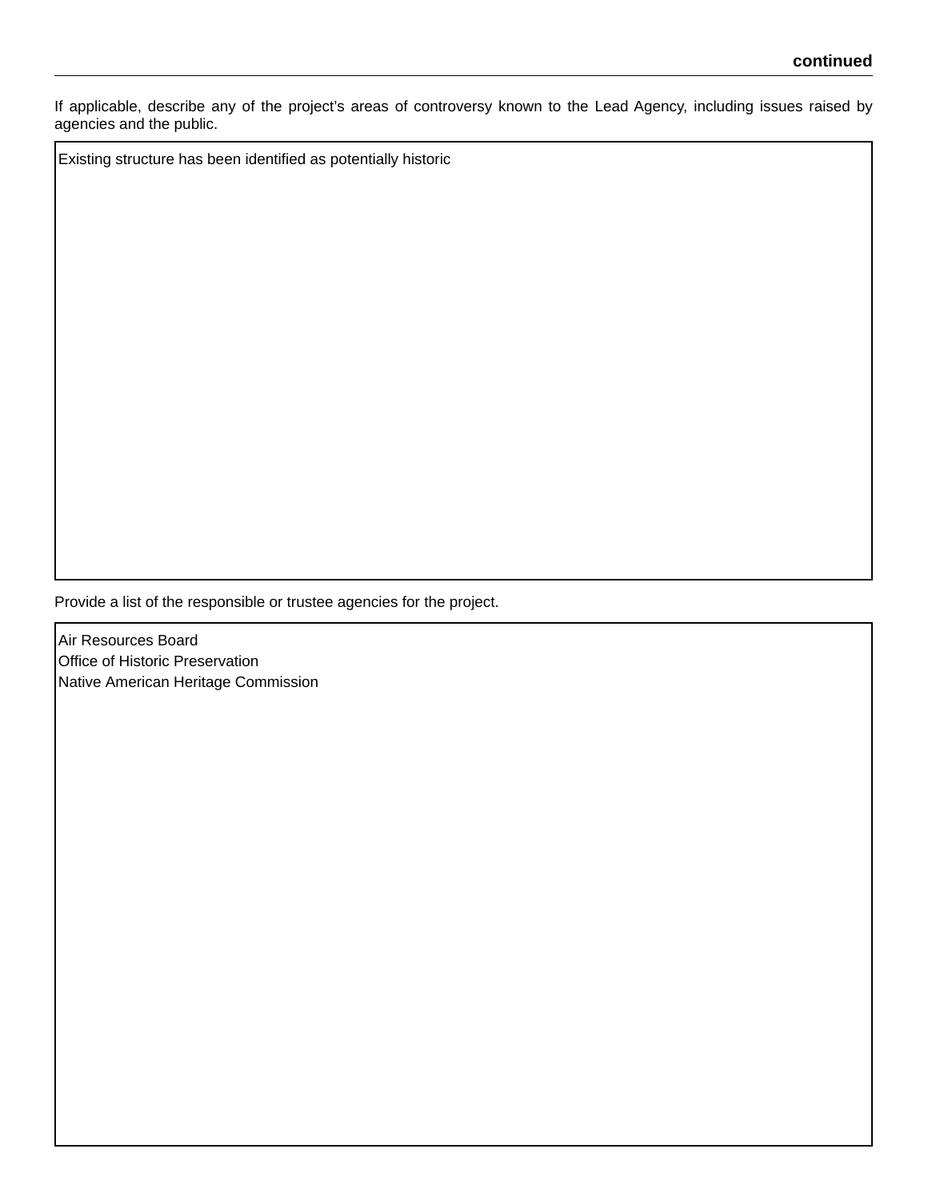**continued**

If applicable, describe any of the project's areas of controversy known to the Lead Agency, including issues raised by agencies and the public.

Existing structure has been identified as potentially historic

Provide a list of the responsible or trustee agencies for the project.

Air Resources Board
Office of Historic Preservation
Native American Heritage Commission